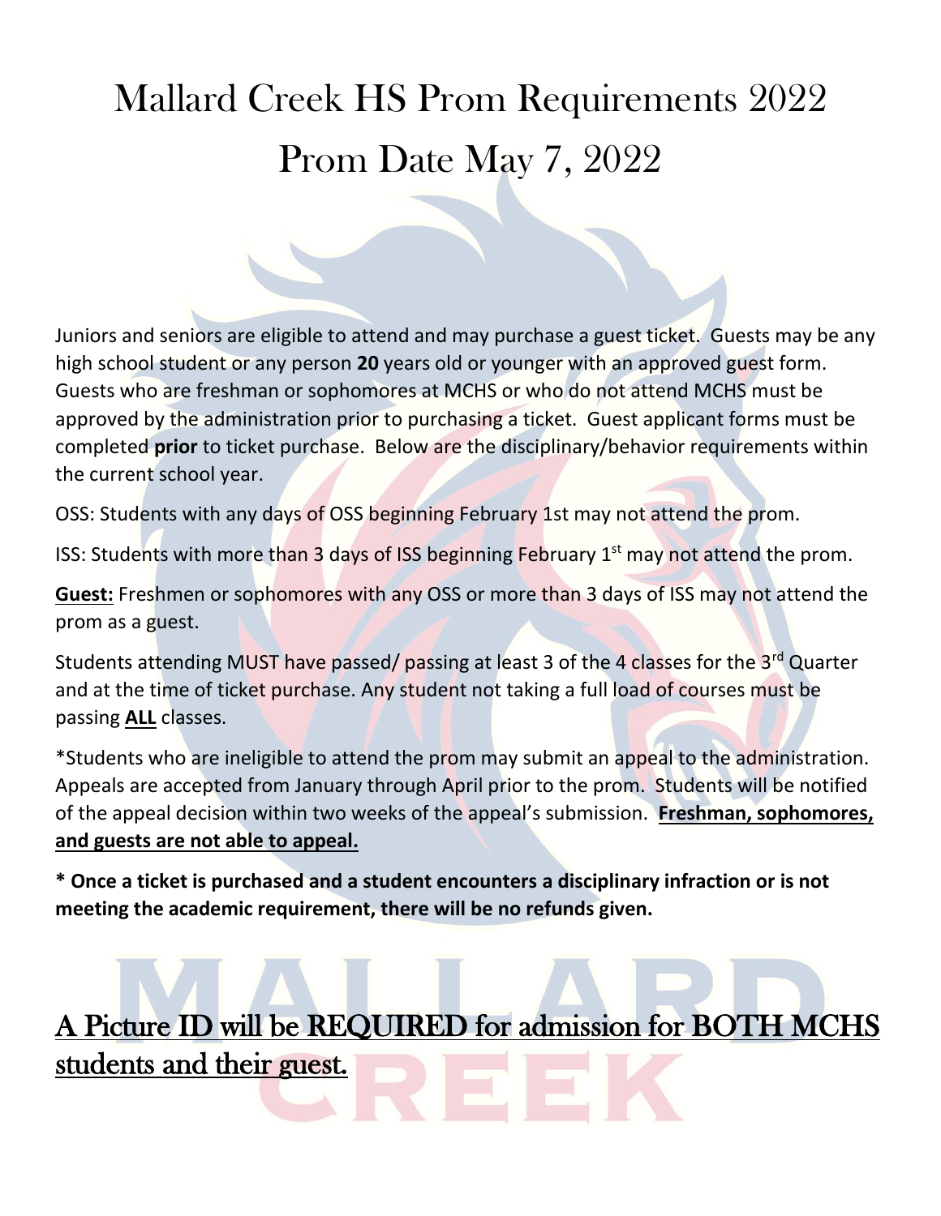# Mallard Creek HS Prom Requirements 2022
# Prom Date May 7, 2022

Juniors and seniors are eligible to attend and may purchase a guest ticket. Guests may be any high school student or any person **20** years old or younger with an approved guest form. Guests who are freshman or sophomores at MCHS or who do not attend MCHS must be approved by the administration prior to purchasing a ticket. Guest applicant forms must be completed **prior** to ticket purchase. Below are the disciplinary/behavior requirements within the current school year.

OSS: Students with any days of OSS beginning February 1st may not attend the prom.

ISS: Students with more than 3 days of ISS beginning February 1st may not attend the prom.

**Guest:** Freshmen or sophomores with any OSS or more than 3 days of ISS may not attend the prom as a guest.

Students attending MUST have passed/ passing at least 3 of the 4 classes for the 3rd Quarter and at the time of ticket purchase. Any student not taking a full load of courses must be passing **ALL** classes.

*Students who are ineligible to attend the prom may submit an appeal to the administration. Appeals are accepted from January through April prior to the prom. Students will be notified of the appeal decision within two weeks of the appeal's submission. **Freshman, sophomores, and guests are not able to appeal.**

**\* Once a ticket is purchased and a student encounters a disciplinary infraction or is not meeting the academic requirement, there will be no refunds given.**

## A Picture ID will be REQUIRED for admission for BOTH MCHS students and their guest.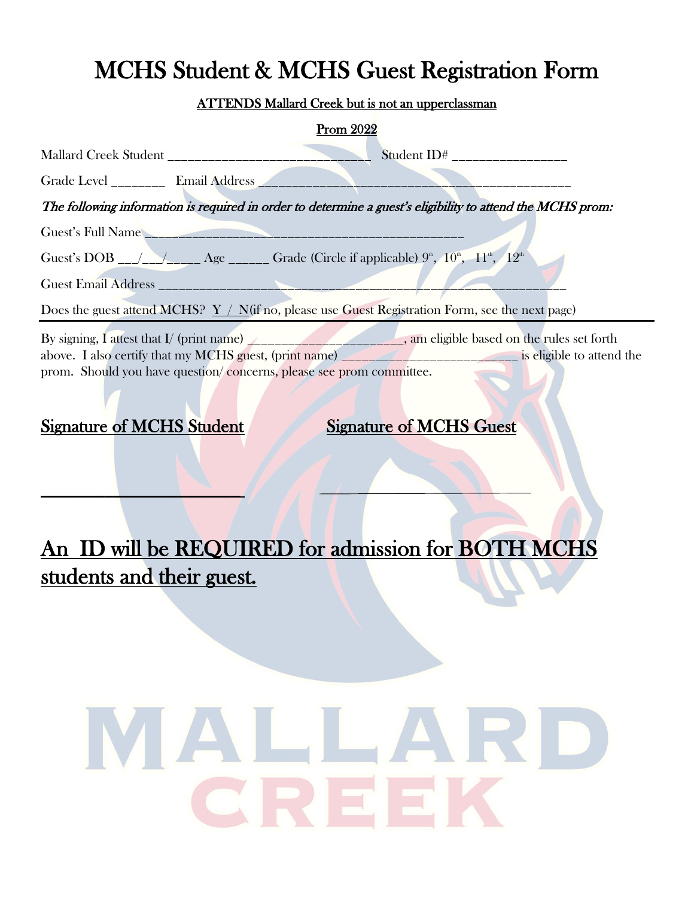# MCHS Student & MCHS Guest Registration Form

<u>ATTENDS Mallard Creek but is not an upperclassman</u>

<u>Prom 2022</u>

Mallard Creek Student ______________________________ Student ID# ________________

Grade Level ________ Email Address ____________________________________________

*The following information is required in order to determine a guest's eligibility to attend the MCHS prom:*

Guest's Full Name ______________________________________________

Guest's DOB ___/___/_____ Age ______ Grade (Circle if applicable) 9th, 10th, 11th, 12th

Guest Email Address _______________________________________________________

Does the guest attend MCHS? Y / N(if no, please use Guest Registration Form, see the next page)

---

By signing, I attest that I/ (print name) _______________________, am eligible based on the rules set forth above. I also certify that my MCHS guest, (print name) __________________________ is eligible to attend the prom. Should you have question/ concerns, please see prom committee.

<u>Signature of MCHS Student</u>

_________________________

<u>Signature of MCHS Guest</u>

_________________________

## <u>An ID will be REQUIRED for admission for BOTH MCHS students and their guest.</u>

MALLARD CREEK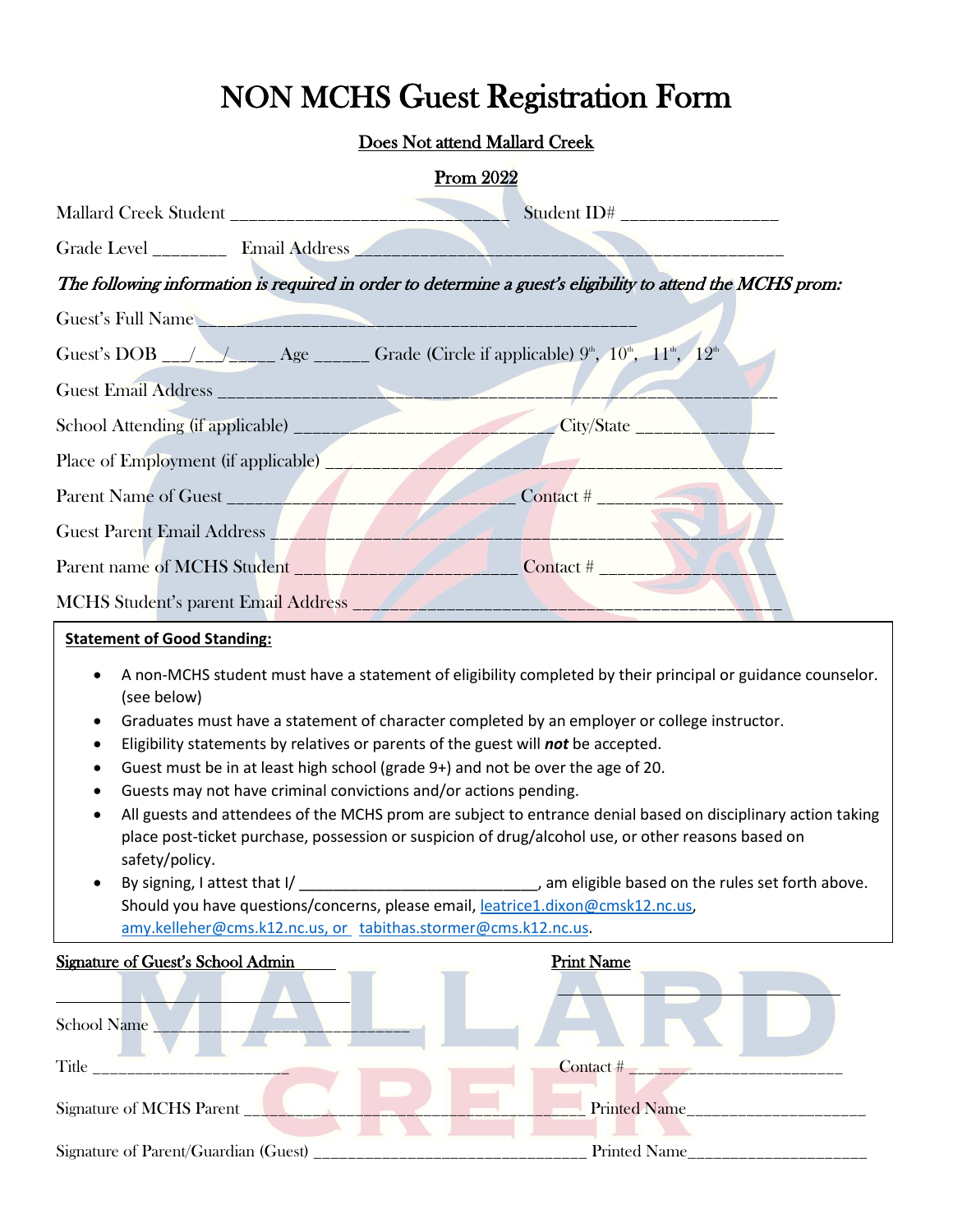# NON MCHS Guest Registration Form

**Does Not attend Mallard Creek**

**Prom 2022**

Mallard Creek Student ______________________________ Student ID# ________________

Grade Level ________ Email Address ______________________________________________

*The following information is required in order to determine a guest's eligibility to attend the MCHS prom:*

Guest's Full Name ______________________________________________

Guest's DOB ___/___/_____ Age ______ Grade (Circle if applicable) 9th, 10th, 11th, 12th

Guest Email Address ______________________________________________

School Attending (if applicable) ____________________________ City/State _______________

Place of Employment (if applicable) ______________________________________________

Parent Name of Guest ______________________________ Contact # __________________

Guest Parent Email Address ______________________________________________

Parent name of MCHS Student ________________________ Contact # __________________

MCHS Student's parent Email Address ______________________________________________

**Statement of Good Standing:**

- A non-MCHS student must have a statement of eligibility completed by their principal or guidance counselor. (see below)
- Graduates must have a statement of character completed by an employer or college instructor.
- Eligibility statements by relatives or parents of the guest will ***not*** be accepted.
- Guest must be in at least high school (grade 9+) and not be over the age of 20.
- Guests may not have criminal convictions and/or actions pending.
- All guests and attendees of the MCHS prom are subject to entrance denial based on disciplinary action taking place post-ticket purchase, possession or suspicion of drug/alcohol use, or other reasons based on safety/policy.
- By signing, I attest that I/ ___________________________, am eligible based on the rules set forth above. Should you have questions/concerns, please email, leatrice1.dixon@cmsk12.nc.us, amy.kelleher@cms.k12.nc.us, or tabithas.stormer@cms.k12.nc.us.

**Signature of Guest's School Admin** __________________________________ **Print Name** ______________________________

School Name ____________________________

Title ______________________ Contact # ________________________

Signature of MCHS Parent ______________________________________ Printed Name____________________

Signature of Parent/Guardian (Guest) ______________________________ Printed Name____________________